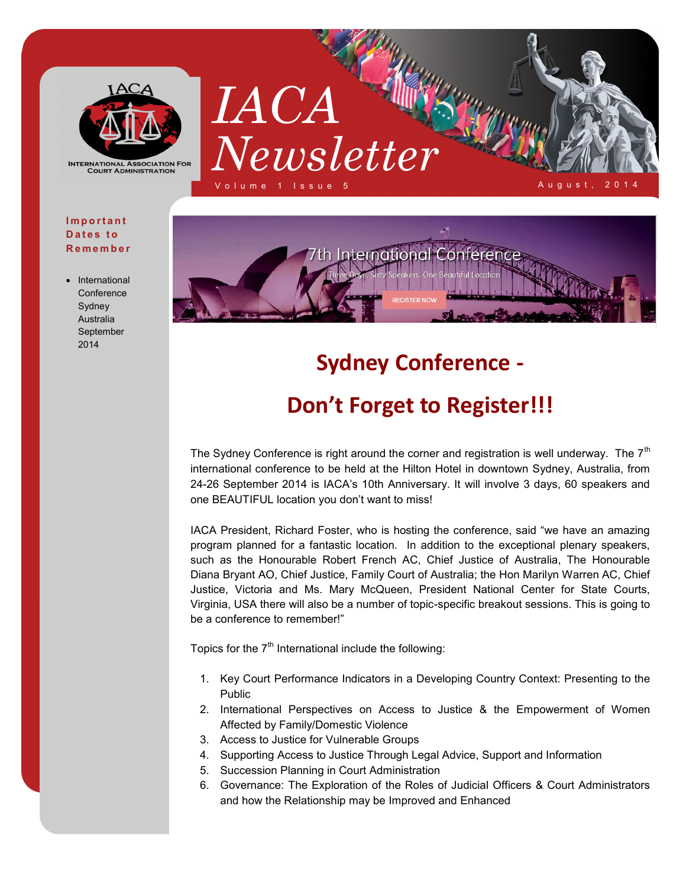# IACA Newsletter

Volume 1 Issue 5

August, 2014

INTERNATIONAL ASSOCIATION FOR COURT ADMINISTRATION

**Important Dates to Remember**

- International Conference Sydney Australia September 2014

7th International Conference

Three Days, Sixty Speakers, One Beautiful Location

REGISTER NOW

## Sydney Conference - Don't Forget to Register!!!

The Sydney Conference is right around the corner and registration is well underway. The 7th international conference to be held at the Hilton Hotel in downtown Sydney, Australia, from 24-26 September 2014 is IACA's 10th Anniversary. It will involve 3 days, 60 speakers and one BEAUTIFUL location you don't want to miss!

IACA President, Richard Foster, who is hosting the conference, said "we have an amazing program planned for a fantastic location. In addition to the exceptional plenary speakers, such as the Honourable Robert French AC, Chief Justice of Australia, The Honourable Diana Bryant AO, Chief Justice, Family Court of Australia; the Hon Marilyn Warren AC, Chief Justice, Victoria and Ms. Mary McQueen, President National Center for State Courts, Virginia, USA there will also be a number of topic-specific breakout sessions. This is going to be a conference to remember!"

Topics for the 7th International include the following:

1. Key Court Performance Indicators in a Developing Country Context: Presenting to the Public
2. International Perspectives on Access to Justice & the Empowerment of Women Affected by Family/Domestic Violence
3. Access to Justice for Vulnerable Groups
4. Supporting Access to Justice Through Legal Advice, Support and Information
5. Succession Planning in Court Administration
6. Governance: The Exploration of the Roles of Judicial Officers & Court Administrators and how the Relationship may be Improved and Enhanced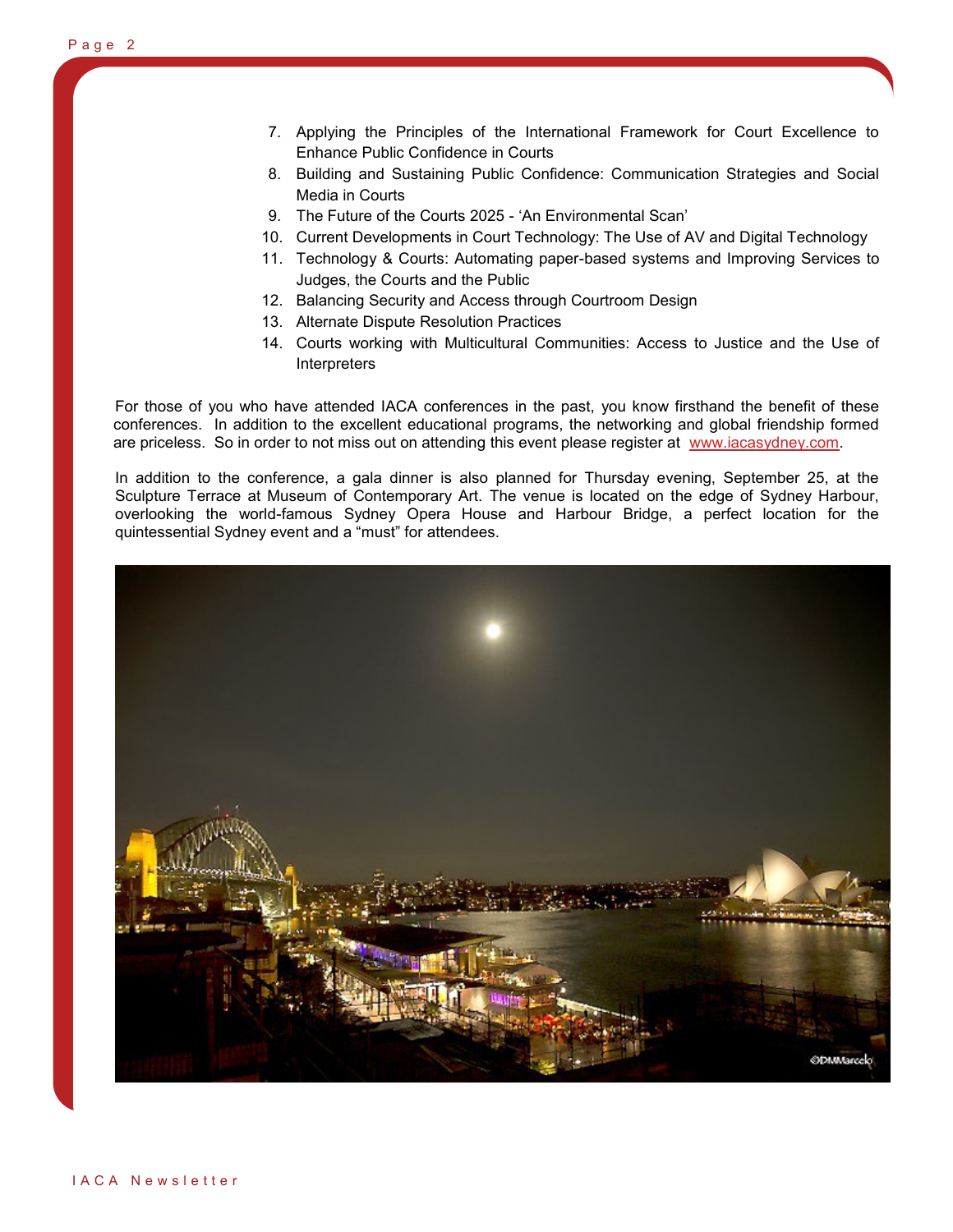7. Applying the Principles of the International Framework for Court Excellence to Enhance Public Confidence in Courts
8. Building and Sustaining Public Confidence: Communication Strategies and Social Media in Courts
9. The Future of the Courts 2025 - 'An Environmental Scan'
10. Current Developments in Court Technology: The Use of AV and Digital Technology
11. Technology & Courts: Automating paper-based systems and Improving Services to Judges, the Courts and the Public
12. Balancing Security and Access through Courtroom Design
13. Alternate Dispute Resolution Practices
14. Courts working with Multicultural Communities: Access to Justice and the Use of Interpreters

For those of you who have attended IACA conferences in the past, you know firsthand the benefit of these conferences. In addition to the excellent educational programs, the networking and global friendship formed are priceless. So in order to not miss out on attending this event please register at www.iacasydney.com.

In addition to the conference, a gala dinner is also planned for Thursday evening, September 25, at the Sculpture Terrace at Museum of Contemporary Art. The venue is located on the edge of Sydney Harbour, overlooking the world-famous Sydney Opera House and Harbour Bridge, a perfect location for the quintessential Sydney event and a "must" for attendees.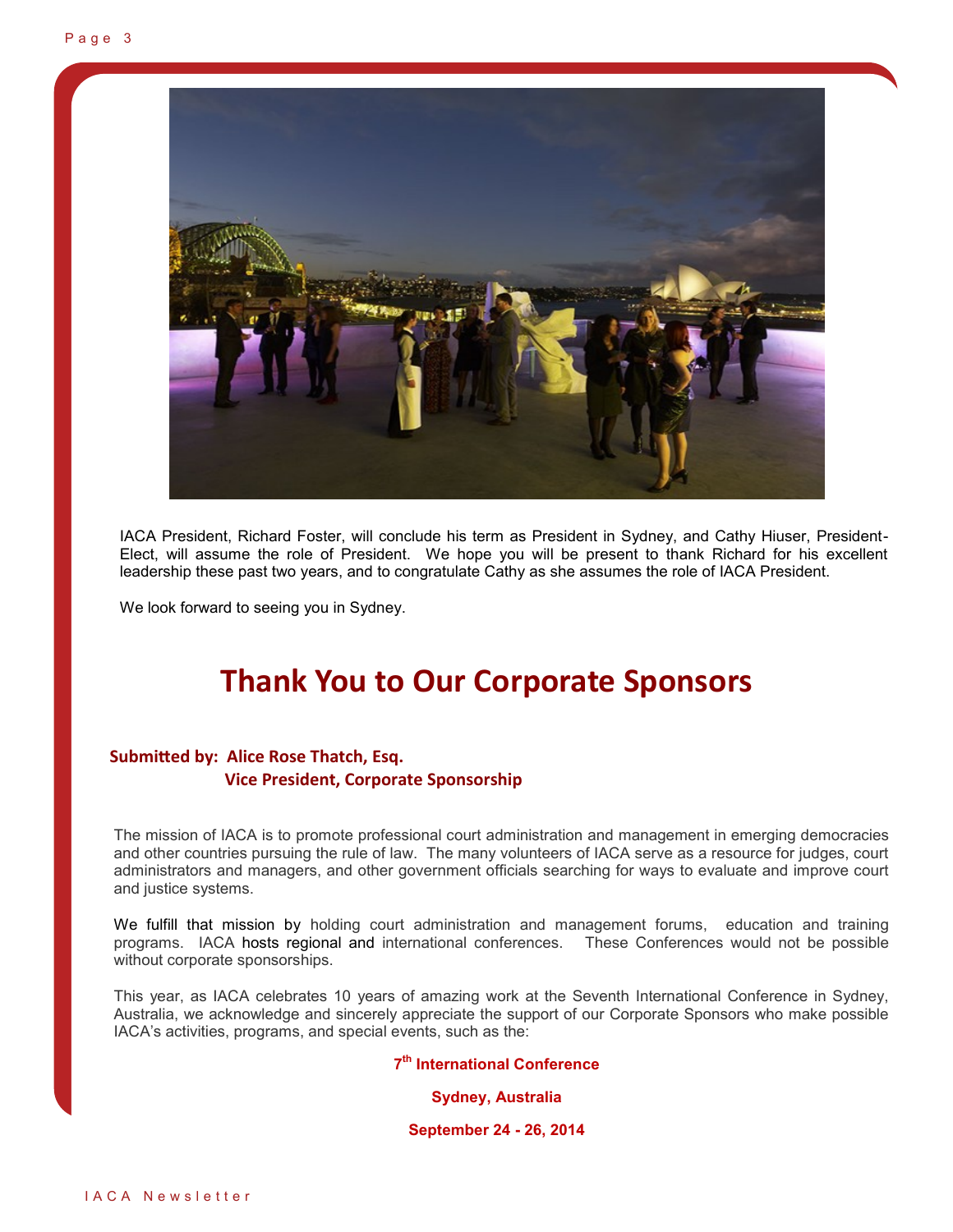IACA President, Richard Foster, will conclude his term as President in Sydney, and Cathy Hiuser, President-Elect, will assume the role of President. We hope you will be present to thank Richard for his excellent leadership these past two years, and to congratulate Cathy as she assumes the role of IACA President.

We look forward to seeing you in Sydney.

# Thank You to Our Corporate Sponsors

**Submitted by: Alice Rose Thatch, Esq.**
**Vice President, Corporate Sponsorship**

The mission of IACA is to promote professional court administration and management in emerging democracies and other countries pursuing the rule of law. The many volunteers of IACA serve as a resource for judges, court administrators and managers, and other government officials searching for ways to evaluate and improve court and justice systems.

We fulfill that mission by holding court administration and management forums, education and training programs. IACA hosts regional and international conferences. These Conferences would not be possible without corporate sponsorships.

This year, as IACA celebrates 10 years of amazing work at the Seventh International Conference in Sydney, Australia, we acknowledge and sincerely appreciate the support of our Corporate Sponsors who make possible IACA's activities, programs, and special events, such as the:

**7th International Conference**

**Sydney, Australia**

**September 24 - 26, 2014**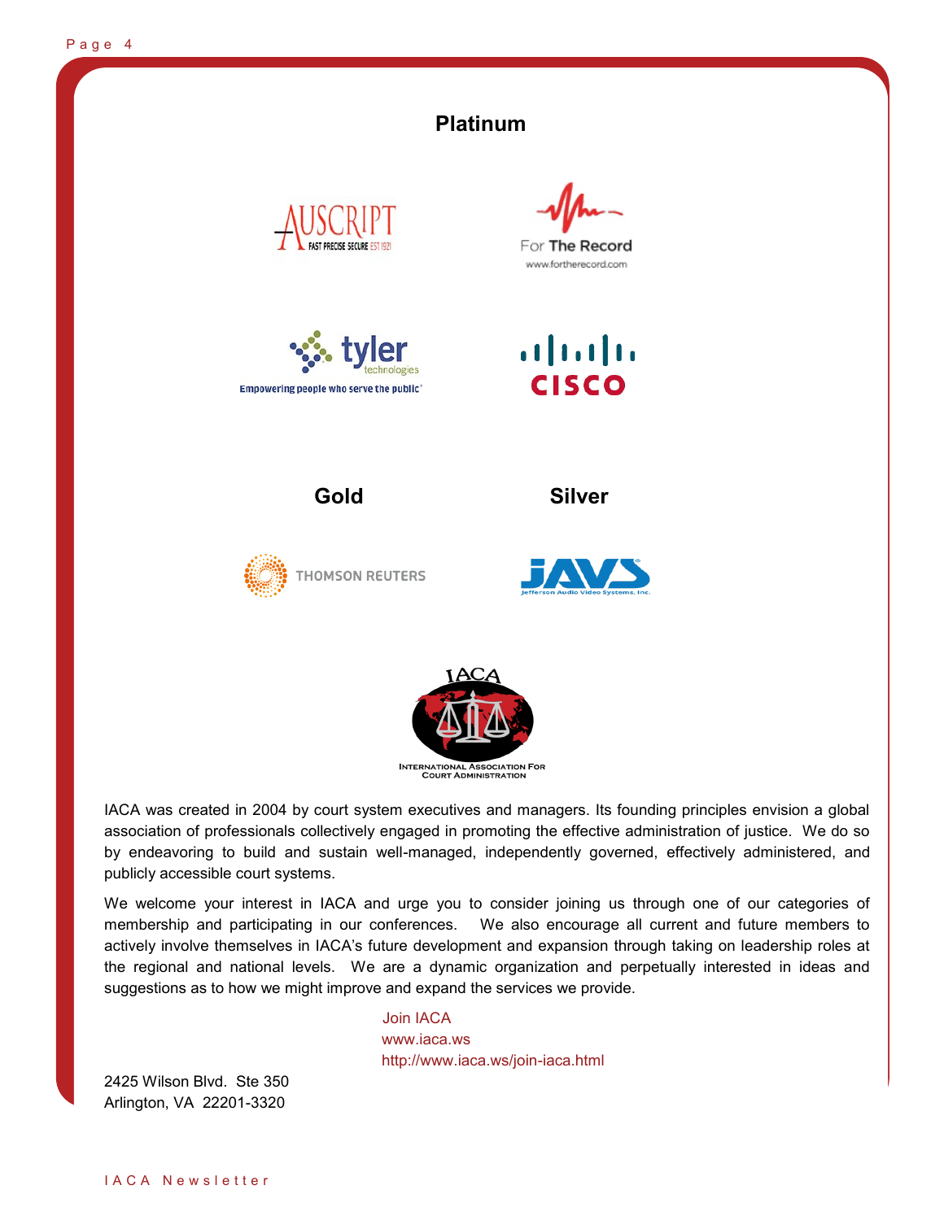## Platinum

AUSCRIPT FAST PRECISE SECURE EST 1921

For The Record
www.fortherecord.com

tyler technologies
Empowering people who serve the public

CISCO

## Gold

THOMSON REUTERS

## Silver

JAVS
Jefferson Audio Video Systems, Inc.

IACA
International Association For Court Administration

IACA was created in 2004 by court system executives and managers. Its founding principles envision a global association of professionals collectively engaged in promoting the effective administration of justice. We do so by endeavoring to build and sustain well-managed, independently governed, effectively administered, and publicly accessible court systems.

We welcome your interest in IACA and urge you to consider joining us through one of our categories of membership and participating in our conferences. We also encourage all current and future members to actively involve themselves in IACA's future development and expansion through taking on leadership roles at the regional and national levels. We are a dynamic organization and perpetually interested in ideas and suggestions as to how we might improve and expand the services we provide.

Join IACA
www.iaca.ws
http://www.iaca.ws/join-iaca.html

2425 Wilson Blvd. Ste 350
Arlington, VA 22201-3320